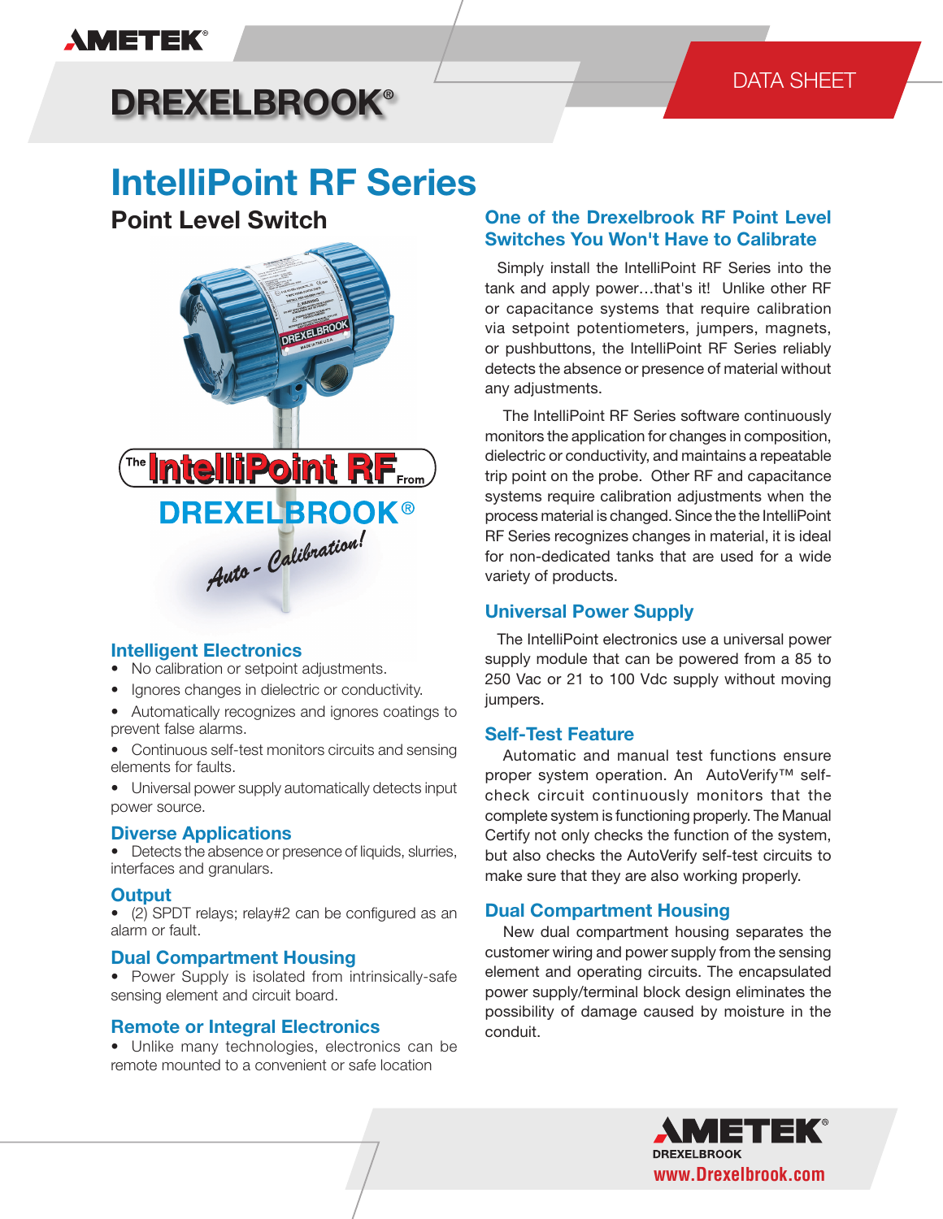# IntelliPoint RF Series

## Point Level Switch

### Intelligent Electronics

- No calibration or setpoint adjustments.
- Ignores changes in dielectric or conductivity.
- Automatically recognizes and ignores coatings to prevent false alarms.
- Continuous self-test monitors circuits and sensing elements for faults.
- Universal power supply automatically detects input power source.

### Diverse Applications

- Detects the absence or presence of liquids, slurries, interfaces and granulars.

### Output

- (2) SPDT relays; relay#2 can be configured as an alarm or fault.

### Dual Compartment Housing

- Power Supply is isolated from intrinsically-safe sensing element and circuit board.

### Remote or Integral Electronics

- Unlike many technologies, electronics can be remote mounted to a convenient or safe location

### One of the Drexelbrook RF Point Level Switches You Won't Have to Calibrate

Simply install the IntelliPoint RF Series into the tank and apply power…that's it! Unlike other RF or capacitance systems that require calibration via setpoint potentiometers, jumpers, magnets, or pushbuttons, the IntelliPoint RF Series reliably detects the absence or presence of material without any adjustments.

The IntelliPoint RF Series software continuously monitors the application for changes in composition, dielectric or conductivity, and maintains a repeatable trip point on the probe. Other RF and capacitance systems require calibration adjustments when the process material is changed. Since the the IntelliPoint RF Series recognizes changes in material, it is ideal for non-dedicated tanks that are used for a wide variety of products.

### Universal Power Supply

The IntelliPoint electronics use a universal power supply module that can be powered from a 85 to 250 Vac or 21 to 100 Vdc supply without moving jumpers.

### Self-Test Feature

Automatic and manual test functions ensure proper system operation. An AutoVerify™ self-check circuit continuously monitors that the complete system is functioning properly. The Manual Certify not only checks the function of the system, but also checks the AutoVerify self-test circuits to make sure that they are also working properly.

### Dual Compartment Housing

New dual compartment housing separates the customer wiring and power supply from the sensing element and operating circuits. The encapsulated power supply/terminal block design eliminates the possibility of damage caused by moisture in the conduit.

AMETEK DREXELBROOK
www.Drexelbrook.com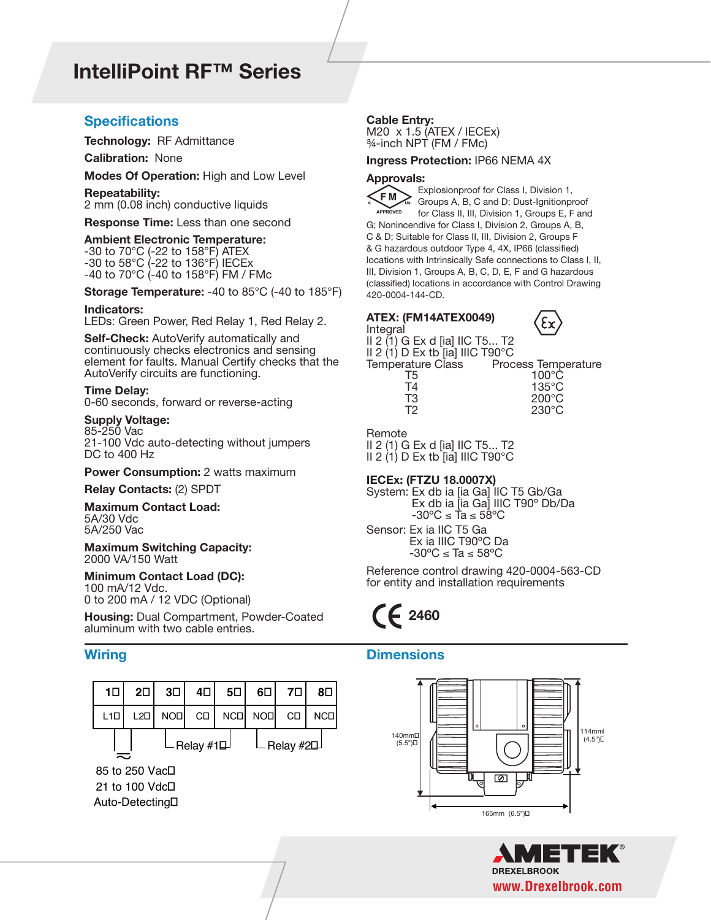# IntelliPoint RF™ Series

## Specifications

**Technology:** RF Admittance

**Calibration:** None

**Modes Of Operation:** High and Low Level

**Repeatability:**
2 mm (0.08 inch) conductive liquids

**Response Time:** Less than one second

**Ambient Electronic Temperature:**
-30 to 70°C (-22 to 158°F) ATEX
-30 to 58°C (-22 to 136°F) IECEx
-40 to 70°C (-40 to 158°F) FM / FMc

**Storage Temperature:** -40 to 85°C (-40 to 185°F)

**Indicators:**
LEDs: Green Power, Red Relay 1, Red Relay 2.

**Self-Check:** AutoVerify automatically and continuously checks electronics and sensing element for faults. Manual Certify checks that the AutoVerify circuits are functioning.

**Time Delay:**
0-60 seconds, forward or reverse-acting

**Supply Voltage:**
85-250 Vac
21-100 Vdc auto-detecting without jumpers
DC to 400 Hz

**Power Consumption:** 2 watts maximum

**Relay Contacts:** (2) SPDT

**Maximum Contact Load:**
5A/30 Vdc
5A/250 Vac

**Maximum Switching Capacity:**
2000 VA/150 Watt

**Minimum Contact Load (DC):**
100 mA/12 Vdc.
0 to 200 mA / 12 VDC (Optional)

**Housing:** Dual Compartment, Powder-Coated aluminum with two cable entries.

**Cable Entry:**
M20 x 1.5 (ATEX / IECEx)
¾-inch NPT (FM / FMc)

**Ingress Protection:** IP66 NEMA 4X

**Approvals:**

FM APPROVED: Explosionproof for Class I, Division 1, Groups A, B, C and D; Dust-Ignitionproof for Class II, III, Division 1, Groups E, F and G; Nonincendive for Class I, Division 2, Groups A, B, C & D; Suitable for Class II, III, Division 2, Groups F & G hazardous outdoor Type 4, 4X, IP66 (classified) locations with Intrinsically Safe connections to Class I, II, III, Division 1, Groups A, B, C, D, E, F and G hazardous (classified) locations in accordance with Control Drawing 420-0004-144-CD.

**ATEX: (FM14ATEX0049)**
Integral
II 2 (1) G Ex d [ia] IIC T5... T2
II 2 (1) D Ex tb [ia] IIIC T90°C

| Temperature Class | Process Temperature |
|---|---|
| T5 | 100°C |
| T4 | 135°C |
| T3 | 200°C |
| T2 | 230°C |

Remote
II 2 (1) G Ex d [ia] IIC T5... T2
II 2 (1) D Ex tb [ia] IIIC T90°C

**IECEx: (FTZU 18.0007X)**
System: Ex db ia [ia Ga] IIC T5 Gb/Ga
Ex db ia [ia Ga] IIIC T90° Db/Da
-30ºC ≤ Ta ≤ 58ºC

Sensor: Ex ia IIC T5 Ga
Ex ia IIIC T90ºC Da
-30ºC ≤ Ta ≤ 58ºC

Reference control drawing 420-0004-563-CD for entity and installation requirements

CE 2460

## Wiring

| 1 | 2 | 3 | 4 | 5 | 6 | 7 | 8 |
|---|---|---|---|---|---|---|---|
| L1 | L2 | NO | C | NC | NO | C | NC |

Terminals 1–2: ~ 85 to 250 Vac / 21 to 100 Vdc / Auto-Detecting
Terminals 3–5: Relay #1
Terminals 6–8: Relay #2

## Dimensions

140mm (5.5")
114mm (4.5")
165mm (6.5")

AMETEK DREXELBROOK
www.Drexelbrook.com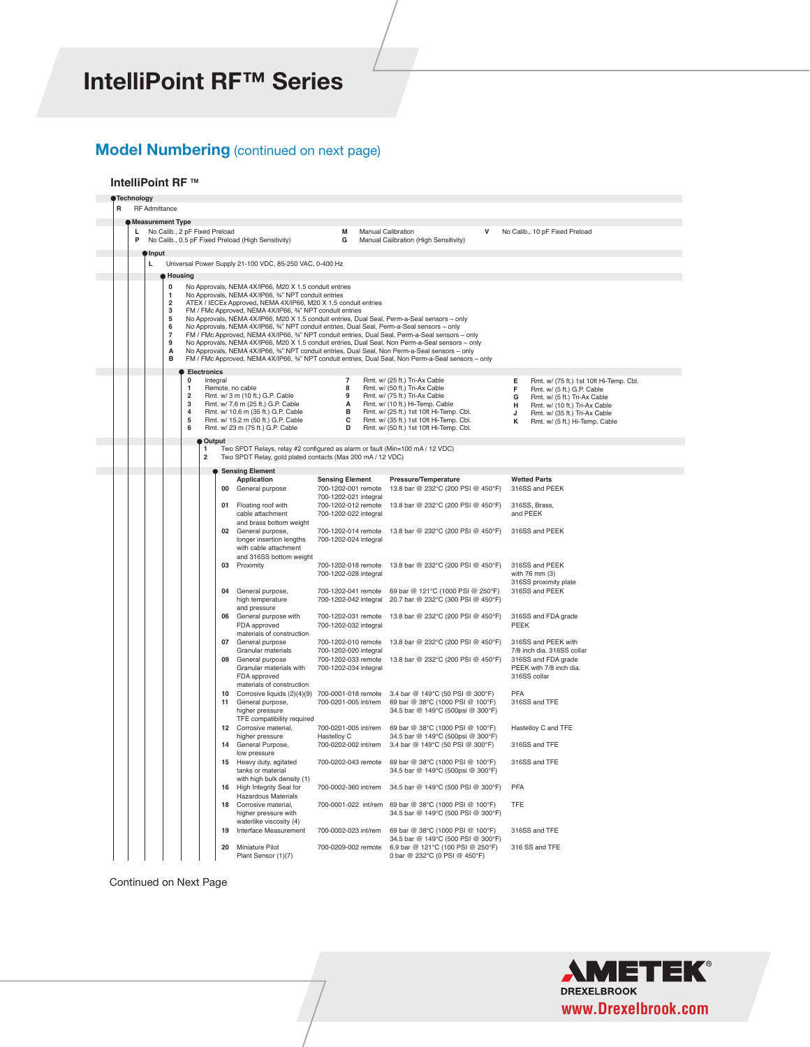# IntelliPoint RF™ Series

## Model Numbering (continued on next page)

### IntelliPoint RF ™

**Technology**

| Code | Description |
|---|---|
| R | RF Admittance |

**Measurement Type**

| Code | Description | Code | Description | Code | Description |
|---|---|---|---|---|---|
| L | No Calib., 2 pF Fixed Preload | M | Manual Calibration | V | No Calib., 10 pF Fixed Preload |
| P | No Calib., 0.5 pF Fixed Preload (High Sensitivity) | G | Manual Calibration (High Sensitivity) | | |

**Input**

| Code | Description |
|---|---|
| L | Universal Power Supply 21-100 VDC, 85-250 VAC, 0-400 Hz |

**Housing**

| Code | Description |
|---|---|
| 0 | No Approvals, NEMA 4X/IP66, M20 X 1.5 conduit entries |
| 1 | No Approvals, NEMA 4X/IP66, ¾" NPT conduit entries |
| 2 | ATEX / IECEx Approved, NEMA 4X/IP66, M20 X 1.5 conduit entries |
| 3 | FM / FMc Approved, NEMA 4X/IP66, ¾" NPT conduit entries |
| 5 | No Approvals, NEMA 4X/IP66, M20 X 1.5 conduit entries, Dual Seal, Perm-a-Seal sensors – only |
| 6 | No Approvals, NEMA 4X/IP66, ¾" NPT conduit entries, Dual Seal, Perm-a-Seal sensors – only |
| 7 | FM / FMc Approved, NEMA 4X/IP66, ¾" NPT conduit entries, Dual Seal, Perm-a-Seal sensors – only |
| 9 | No Approvals, NEMA 4X/IP66, M20 X 1.5 conduit entries, Dual Seal, Non Perm-a-Seal sensors – only |
| A | No Approvals, NEMA 4X/IP66, ¾" NPT conduit entries, Dual Seal, Non Perm-a-Seal sensors – only |
| B | FM / FMc Approved, NEMA 4X/IP66, ¾" NPT conduit entries, Dual Seal, Non Perm-a-Seal sensors – only |

**Electronics**

| Code | Description | Code | Description | Code | Description |
|---|---|---|---|---|---|
| 0 | Integral | 7 | Rmt. w/ (25 ft.) Tri-Ax Cable | E | Rmt. w/ (75 ft.) 1st 10ft Hi-Temp. Cbl. |
| 1 | Remote, no cable | 8 | Rmt. w/ (50 ft.) Tri-Ax Cable | F | Rmt. w/ (5 ft.) G.P. Cable |
| 2 | Rmt. w/ 3 m (10 ft.) G.P. Cable | 9 | Rmt. w/ (75 ft.) Tri-Ax Cable | G | Rmt. w/ (5 ft.) Tri-Ax Cable |
| 3 | Rmt. w/ 7.6 m (25 ft.) G.P. Cable | A | Rmt. w/ (10 ft.) Hi-Temp. Cable | H | Rmt. w/ (10 ft.) Tri-Ax Cable |
| 4 | Rmt. w/ 10.6 m (35 ft.) G.P. Cable | B | Rmt. w/ (25 ft.) 1st 10ft Hi-Temp. Cbl. | J | Rmt. w/ (35 ft.) Tri-Ax Cable |
| 5 | Rmt. w/ 15.2 m (50 ft.) G.P. Cable | C | Rmt. w/ (35 ft.) 1st 10ft Hi-Temp. Cbl. | K | Rmt. w/ (5 ft.) Hi-Temp. Cable |
| 6 | Rmt. w/ 23 m (75 ft.) G.P. Cable | D | Rmt. w/ (50 ft.) 1st 10ft Hi-Temp. Cbl. | | |

**Output**

| Code | Description |
|---|---|
| 1 | Two SPDT Relays, relay #2 configured as alarm or fault (Min=100 mA / 12 VDC) |
| 2 | Two SPDT Relay, gold plated contacts (Max 200 mA / 12 VDC) |

**Sensing Element**

| Code | Application | Sensing Element | Pressure/Temperature | Wetted Parts |
|---|---|---|---|---|
| 00 | General purpose | 700-1202-001 remote<br>700-1202-021 integral | 13.8 bar @ 232°C (200 PSI @ 450°F) | 316SS and PEEK |
| 01 | Floating roof with cable attachment and brass bottom weight | 700-1202-012 remote<br>700-1202-022 integral | 13.8 bar @ 232°C (200 PSI @ 450°F) | 316SS, Brass, and PEEK |
| 02 | General purpose, longer insertion lengths with cable attachment and 316SS bottom weight | 700-1202-014 remote<br>700-1202-024 integral | 13.8 bar @ 232°C (200 PSI @ 450°F) | 316SS and PEEK |
| 03 | Proximity | 700-1202-018 remote<br>700-1202-028 integral | 13.8 bar @ 232°C (200 PSI @ 450°F) | 316SS and PEEK with 76 mm (3) 316SS proximity plate |
| 04 | General purpose, high temperature and pressure | 700-1202-041 remote<br>700-1202-042 integral | 69 bar @ 121°C (1000 PSI @ 250°F)<br>20.7 bar @ 232°C (300 PSI @ 450°F) | 316SS and PEEK |
| 06 | General purpose with FDA approved materials of construction | 700-1202-031 remote<br>700-1202-032 integral | 13.8 bar @ 232°C (200 PSI @ 450°F) | 316SS and FDA grade PEEK |
| 07 | General purpose Granular materials | 700-1202-010 remote<br>700-1202-020 integral | 13.8 bar @ 232°C (200 PSI @ 450°F) | 316SS and PEEK with 7/8 inch dia. 316SS collar |
| 09 | General purpose Granular materials with FDA approved materials of construction | 700-1202-033 remote<br>700-1202-034 integral | 13.8 bar @ 232°C (200 PSI @ 450°F) | 316SS and FDA grade PEEK with 7/8 inch dia. 316SS collar |
| 10 | Corrosive liquids (2)(4)(9) | 700-0001-018 remote | 3.4 bar @ 149°C (50 PSI @ 300°F) | PFA |
| 11 | General purpose, higher pressure TFE compatibility required | 700-0201-005 int/rem | 69 bar @ 38°C (1000 PSI @ 100°F)<br>34.5 bar @ 149°C (500psi @ 300°F) | 316SS and TFE |
| 12 | Corrosive material, higher pressure | 700-0201-005 int/rem Hastelloy C | 69 bar @ 38°C (1000 PSI @ 100°F)<br>34.5 bar @ 149°C (500psi @ 300°F) | Hastelloy C and TFE |
| 14 | General Purpose, low pressure | 700-0202-002 int/rem | 3.4 bar @ 149°C (50 PSI @ 300°F) | 316SS and TFE |
| 15 | Heavy duty, agitated tanks or material with high bulk density (1) | 700-0202-043 remote | 69 bar @ 38°C (1000 PSI @ 100°F)<br>34.5 bar @ 149°C (500psi @ 300°F) | 316SS and TFE |
| 16 | High Integrity Seal for Hazardous Materials | 700-0002-360 int/rem | 34.5 bar @ 149°C (500 PSI @ 300°F) | PFA |
| 18 | Corrosive material, higher pressure with waterlike viscosity (4) | 700-0001-022 int/rem | 69 bar @ 38°C (1000 PSI @ 100°F)<br>34.5 bar @ 149°C (500 PSI @ 300°F) | TFE |
| 19 | Interface Measurement | 700-0002-023 int/rem | 69 bar @ 38°C (1000 PSI @ 100°F)<br>34.5 bar @ 149°C (500 PSI @ 300°F) | 316SS and TFE |
| 20 | Miniature Pilot Plant Sensor (1)(7) | 700-0209-002 remote | 6.9 bar @ 121°C (100 PSI @ 250°F)<br>0 bar @ 232°C (0 PSI @ 450°F) | 316 SS and TFE |

Continued on Next Page

AMETEK DREXELBROOK
www.Drexelbrook.com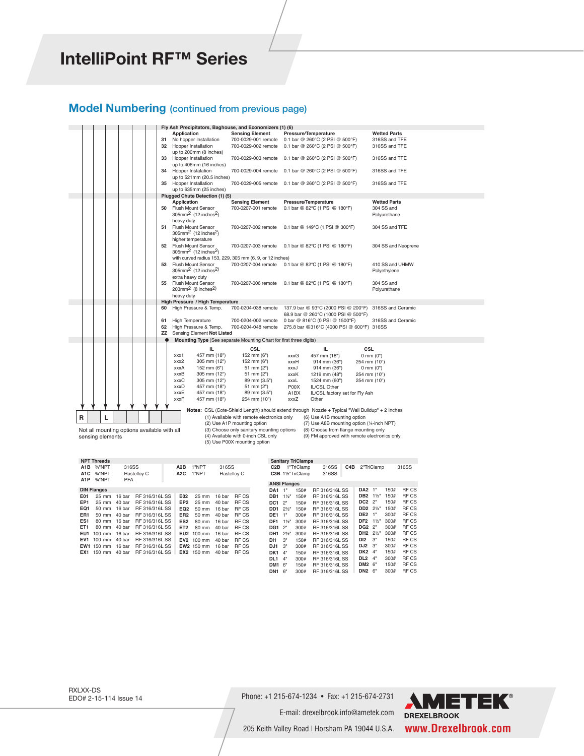# IntelliPoint RF™ Series

## Model Numbering (continued from previous page)

**Fly Ash Precipitators, Baghouse, and Economizers (1) (6)**

| | Application | Sensing Element | Pressure/Temperature | Wetted Parts |
|---|---|---|---|---|
| 31 | No hopper Installation | 700-0029-001 remote | 0.1 bar @ 260°C (2 PSI @ 500°F) | 316SS and TFE |
| 32 | Hopper Installation up to 200mm (8 inches) | 700-0029-002 remote | 0.1 bar @ 260°C (2 PSI @ 500°F) | 316SS and TFE |
| 33 | Hopper Installation up to 406mm (16 inches) | 700-0029-003 remote | 0.1 bar @ 260°C (2 PSI @ 500°F) | 316SS and TFE |
| 34 | Hopper Installation up to 521mm (20.5 inches) | 700-0029-004 remote | 0.1 bar @ 260°C (2 PSI @ 500°F) | 316SS and TFE |
| 35 | Hopper Installation up to 635mm (25 inches) | 700-0029-005 remote | 0.1 bar @ 260°C (2 PSI @ 500°F) | 316SS and TFE |

**Plugged Chute Detection (1) (5)**

| | Application | Sensing Element | Pressure/Temperature | Wetted Parts |
|---|---|---|---|---|
| 50 | Flush Mount Sensor 305mm$^2$ (12 inches$^2$) heavy duty | 700-0207-001 remote | 0.1 bar @ 82°C (1 PSI @ 180°F) | 304 SS and Polyurethane |
| 51 | Flush Mount Sensor 305mm$^2$ (12 inches$^2$) higher temperature | 700-0207-002 remote | 0.1 bar @ 149°C (1 PSI @ 300°F) | 304 SS and TFE |
| 52 | Flush Mount Sensor 305mm$^2$ (12 inches$^2$) with curved radius 153, 229, 305 mm (6, 9, or 12 inches) | 700-0207-003 remote | 0.1 bar @ 82°C (1 PSI @ 180°F) | 304 SS and Neoprene |
| 53 | Flush Mount Sensor 305mm$^2$ (12 inches$^2$) extra heavy duty | 700-0207-004 remote | 0.1 bar @ 82°C (1 PSI @ 180°F) | 410 SS and UHMW Polyethylene |
| 55 | Flush Mount Sensor 203mm$^2$ (8 inches$^2$) heavy duty | 700-0207-006 remote | 0.1 bar @ 82°C (1 PSI @ 180°F) | 304 SS and Polyurethane |

**High Pressure / High Temperature**

| | Application | Sensing Element | Pressure/Temperature | Wetted Parts |
|---|---|---|---|---|
| 60 | High Pressure & Temp. | 700-0204-038 remote | 137.9 bar @ 93°C (2000 PSI @ 200°F) 68.9 bar @ 260°C (1000 PSI @ 500°F) | 316SS and Ceramic |
| 61 | High Temperature | 700-0204-002 remote | 0 bar @ 816°C (0 PSI @ 1500°F) | 316SS and Ceramic |
| 62 | High Pressure & Temp. | 700-0204-048 remote | 275.8 bar @316°C (4000 PSI @ 600°F) | 316SS |
| ZZ | Sensing Element Not Listed | | | |

**Mounting Type** (See separate Mounting Chart for first three digits)

| | IL | CSL | | IL | CSL |
|---|---|---|---|---|---|
| xxx1 | 457 mm (18") | 152 mm (6") | xxxG | 457 mm (18") | 0 mm (0") |
| xxx2 | 305 mm (12") | 152 mm (6") | xxxH | 914 mm (36") | 254 mm (10") |
| xxxA | 152 mm (6") | 51 mm (2") | xxxJ | 914 mm (36") | 0 mm (0") |
| xxxB | 305 mm (12") | 51 mm (2") | xxxK | 1219 mm (48") | 254 mm (10") |
| xxxC | 305 mm (12") | 89 mm (3.5") | xxxL | 1524 mm (60") | 254 mm (10") |
| xxxD | 457 mm (18") | 51 mm (2") | P00X | IL/CSL Other | |
| xxxE | 457 mm (18") | 89 mm (3.5") | A1BX | IL/CSL factory set for Fly Ash | |
| xxxF | 457 mm (18") | 254 mm (10") | xxxZ | Other | |

| R | | L | | | | | | |
|---|---|---|---|---|---|---|---|---|

Not all mounting options available with all sensing elements

**Notes:** CSL (Cote-Shield Length) should extend through Nozzle + Typical "Wall Buildup" + 2 Inches

(1) Available with remote electronics only
(2) Use A1P mounting option
(3) Choose only sanitary mounting options
(4) Available with 0-inch CSL only
(5) Use P00X mounting option
(6) Use A1B mounting option
(7) Use A8B mounting option (¼-inch NPT)
(8) Choose from flange mounting only
(9) FM approved with remote electronics only

**NPT Threads**

| | | | | | |
|---|---|---|---|---|---|
| A1B | ¾"NPT | 316SS | A2B | 1"NPT | 316SS |
| A1C | ¾"NPT | Hastelloy C | A2C | 1"NPT | Hastelloy C |
| A1P | ¾"NPT | PFA | | | |

**DIN Flanges**

| | | | | | | | |
|---|---|---|---|---|---|---|---|
| E01 | 25 mm 16 bar | RF 316/316L SS | | E02 | 25 mm 16 bar | RF CS | |
| EP1 | 25 mm 40 bar | RF 316/316L SS | | EP2 | 25 mm 40 bar | RF CS | |
| EQ1 | 50 mm 16 bar | RF 316/316L SS | | EQ2 | 50 mm 16 bar | RF CS | |
| ER1 | 50 mm 40 bar | RF 316/316L SS | | ER2 | 50 mm 40 bar | RF CS | |
| ES1 | 80 mm 16 bar | RF 316/316L SS | | ES2 | 80 mm 16 bar | RF CS | |
| ET1 | 80 mm 40 bar | RF 316/316L SS | | ET2 | 80 mm 40 bar | RF CS | |
| EU1 | 100 mm 16 bar | RF 316/316L SS | | EU2 | 100 mm 16 bar | RF CS | |
| EV1 | 100 mm 40 bar | RF 316/316L SS | | EV2 | 100 mm 40 bar | RF CS | |
| EW1 | 150 mm 16 bar | RF 316/316L SS | | EW2 | 150 mm 16 bar | RF CS | |
| EX1 | 150 mm 40 bar | RF 316/316L SS | | EX2 | 150 mm 40 bar | RF CS | |

**Sanitary TriClamps**

| | | | | | |
|---|---|---|---|---|---|
| C2B | 1"TriClamp | 316SS | C4B | 2"TriClamp | 316SS |
| C3B | 1½"TriClamp | 316SS | | | |

**ANSI Flanges**

| | | | | | | | |
|---|---|---|---|---|---|---|---|
| DA1 | 1" | 150# | RF 316/316L SS | DA2 | 1" | 150# | RF CS |
| DB1 | 1½" | 150# | RF 316/316L SS | DB2 | 1½" | 150# | RF CS |
| DC1 | 2" | 150# | RF 316/316L SS | DC2 | 2" | 150# | RF CS |
| DD1 | 2½" | 150# | RF 316/316L SS | DD2 | 2½" | 150# | RF CS |
| DE1 | 1" | 300# | RF 316/316L SS | DE2 | 1" | 300# | RF CS |
| DF1 | 1½" | 300# | RF 316/316L SS | DF2 | 1½" | 300# | RF CS |
| DG1 | 2" | 300# | RF 316/316L SS | DG2 | 2" | 300# | RF CS |
| DH1 | 2½" | 300# | RF 316/316L SS | DH2 | 2½" | 300# | RF CS |
| DI1 | 3" | 150# | RF 316/316L SS | DI2 | 3" | 150# | RF CS |
| DJ1 | 3" | 300# | RF 316/316L SS | DJ2 | 3" | 300# | RF CS |
| DK1 | 4" | 150# | RF 316/316L SS | DK2 | 4" | 150# | RF CS |
| DL1 | 4" | 300# | RF 316/316L SS | DL2 | 4" | 300# | RF CS |
| DM1 | 6" | 150# | RF 316/316L SS | DM2 | 6" | 150# | RF CS |
| DN1 | 6" | 300# | RF 316/316L SS | DN2 | 6" | 300# | RF CS |

RXLXX-DS
EDO# 2-15-114 Issue 14

Phone: +1 215-674-1234 • Fax: +1 215-674-2731
E-mail: drexelbrook.info@ametek.com
205 Keith Valley Road | Horsham PA 19044 U.S.A.

AMETEK® DREXELBROOK
www.Drexelbrook.com